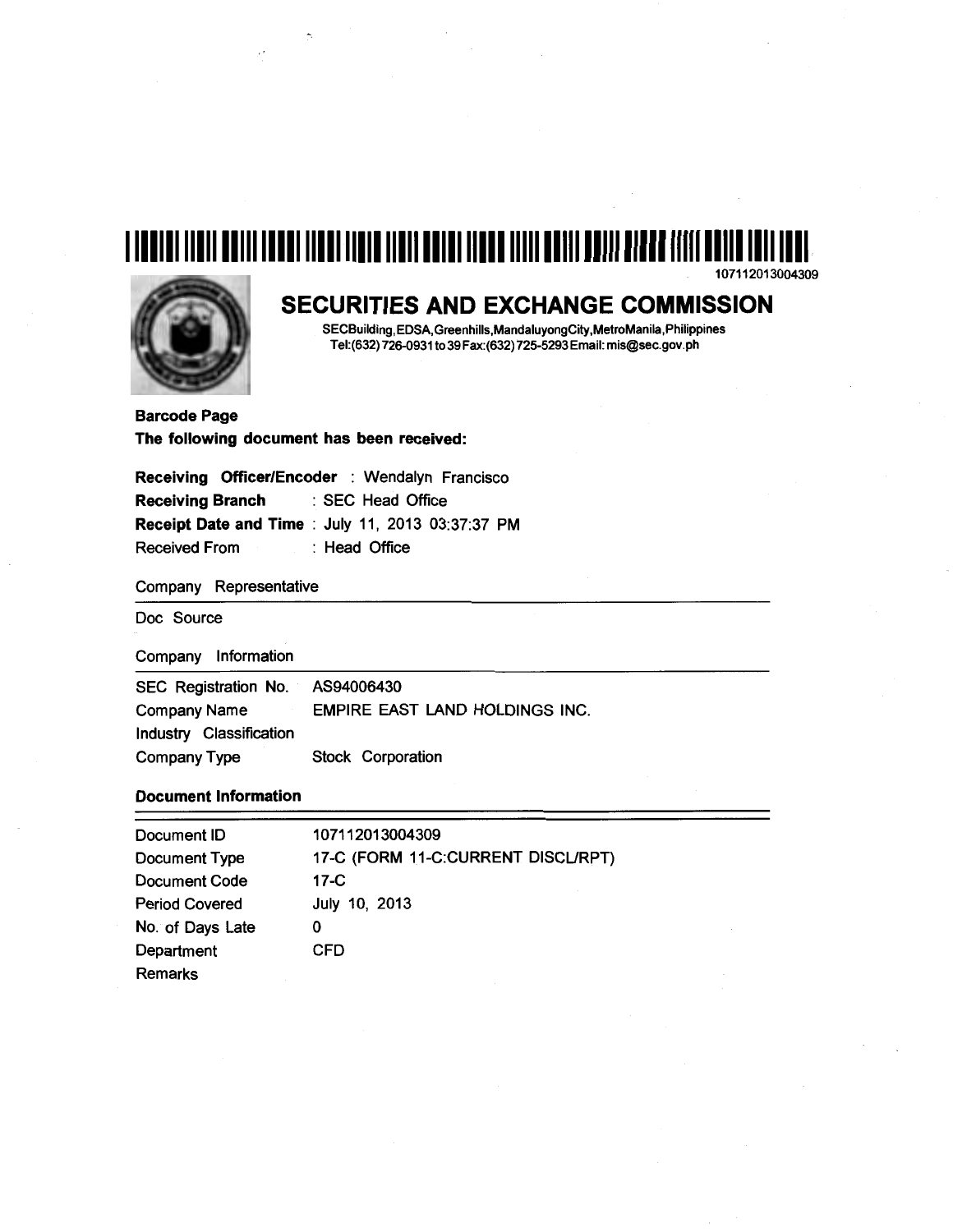107112013004309

# SECURITIES AND EXCHANGE COMMISSION

SECBuilding,EDSA,Greenhills,MandaluyongCity,MetroManila,Philippines
Tel:(632)726-0931 to 39 Fax:(632)725-5293 Email: mis@sec.gov.ph

**Barcode Page**
**The following document has been received:**

**Receiving Officer/Encoder** : Wendalyn Francisco
**Receiving Branch** : SEC Head Office
**Receipt Date and Time** : July 11, 2013 03:37:37 PM
Received From : Head Office

Company Representative

Doc Source

Company Information

| | |
|---|---|
| SEC Registration No. | AS94006430 |
| Company Name | EMPIRE EAST LAND HOLDINGS INC. |
| Industry Classification | |
| Company Type | Stock Corporation |

**Document Information**

| | |
|---|---|
| Document ID | 107112013004309 |
| Document Type | 17-C (FORM 11-C:CURRENT DISCL/RPT) |
| Document Code | 17-C |
| Period Covered | July 10, 2013 |
| No. of Days Late | 0 |
| Department | CFD |
| Remarks | |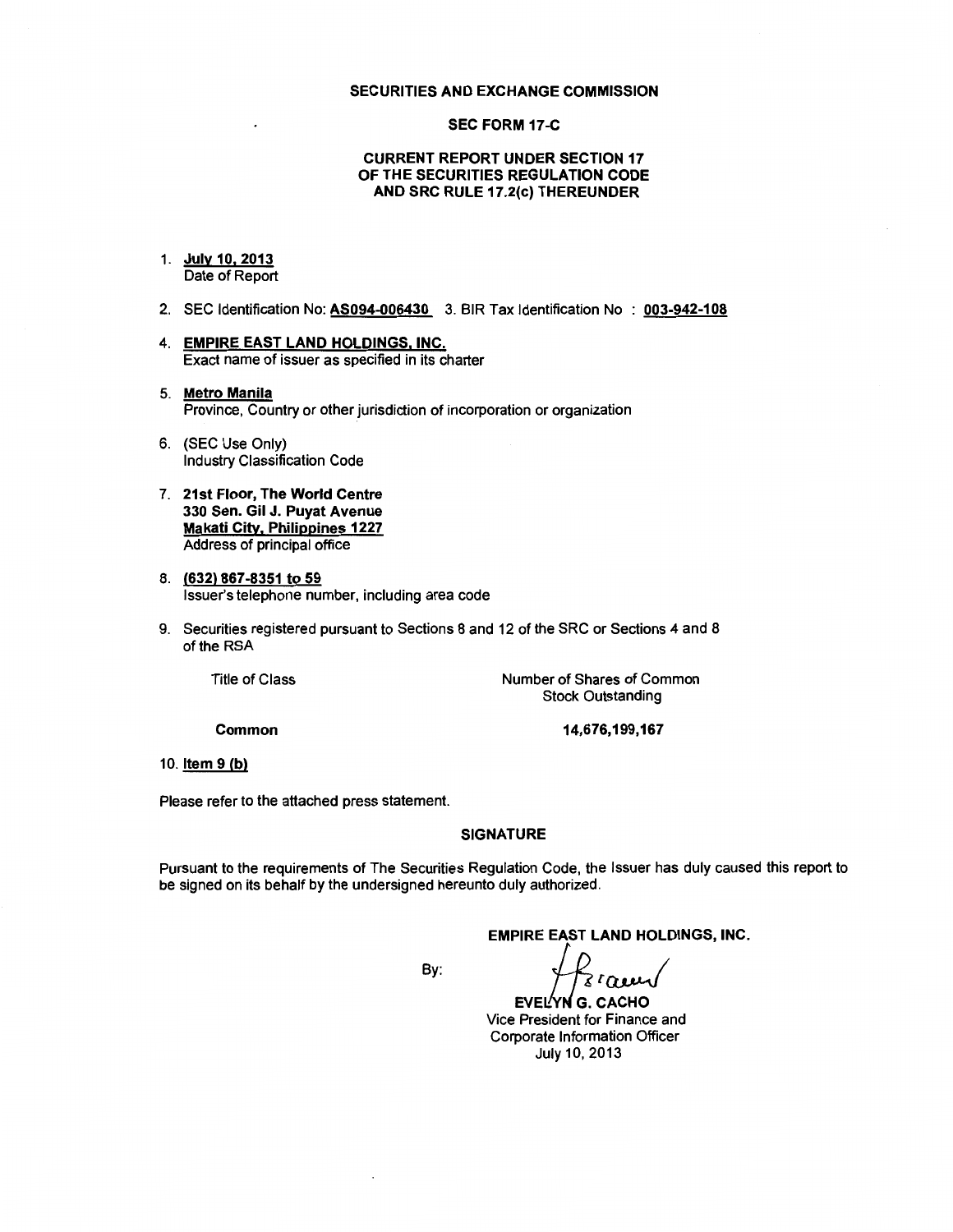**SECURITIES AND EXCHANGE COMMISSION**

**SEC FORM 17-C**

**CURRENT REPORT UNDER SECTION 17 OF THE SECURITIES REGULATION CODE AND SRC RULE 17.2(c) THEREUNDER**

1. **July 10, 2013**
   Date of Report

2. SEC Identification No: **AS094-006430** 3. BIR Tax Identification No : **003-942-108**

4. **EMPIRE EAST LAND HOLDINGS, INC.**
   Exact name of issuer as specified in its charter

5. **Metro Manila**
   Province, Country or other jurisdiction of incorporation or organization

6. (SEC Use Only)
   Industry Classification Code

7. **21st Floor, The World Centre**
   **330 Sen. Gil J. Puyat Avenue**
   **Makati City, Philippines 1227**
   Address of principal office

8. **(632) 867-8351 to 59**
   Issuer's telephone number, including area code

9. Securities registered pursuant to Sections 8 and 12 of the SRC or Sections 4 and 8 of the RSA

| Title of Class | Number of Shares of Common Stock Outstanding |
|---|---|
| **Common** | **14,676,199,167** |

10. **Item 9 (b)**

Please refer to the attached press statement.

**SIGNATURE**

Pursuant to the requirements of The Securities Regulation Code, the Issuer has duly caused this report to be signed on its behalf by the undersigned hereunto duly authorized.

**EMPIRE EAST LAND HOLDINGS, INC.**

By:

**EVELYN G. CACHO**
Vice President for Finance and
Corporate Information Officer
July 10, 2013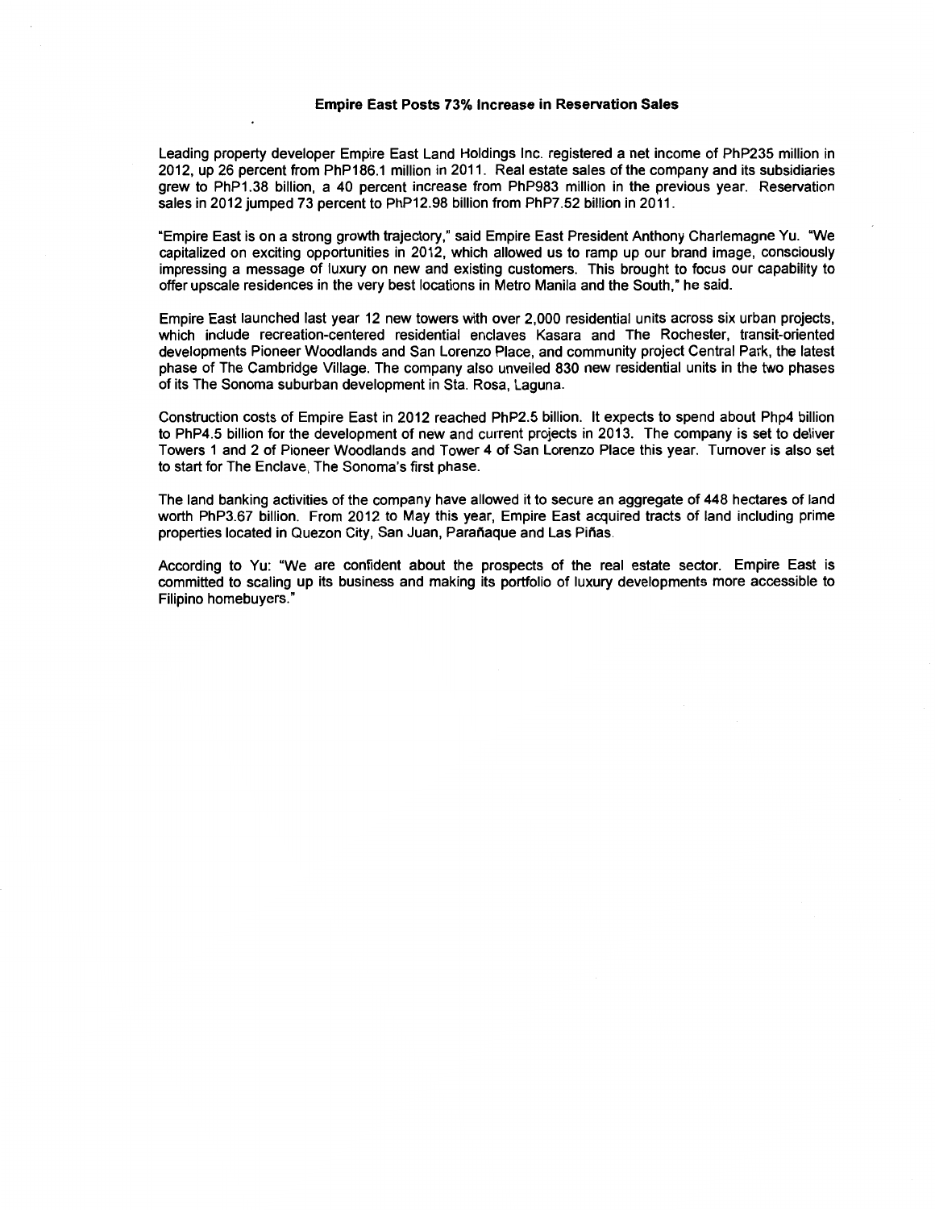**Empire East Posts 73% Increase in Reservation Sales**

Leading property developer Empire East Land Holdings Inc. registered a net income of PhP235 million in 2012, up 26 percent from PhP186.1 million in 2011. Real estate sales of the company and its subsidiaries grew to PhP1.38 billion, a 40 percent increase from PhP983 million in the previous year. Reservation sales in 2012 jumped 73 percent to PhP12.98 billion from PhP7.52 billion in 2011.

"Empire East is on a strong growth trajectory," said Empire East President Anthony Charlemagne Yu. "We capitalized on exciting opportunities in 2012, which allowed us to ramp up our brand image, consciously impressing a message of luxury on new and existing customers. This brought to focus our capability to offer upscale residences in the very best locations in Metro Manila and the South," he said.

Empire East launched last year 12 new towers with over 2,000 residential units across six urban projects, which include recreation-centered residential enclaves Kasara and The Rochester, transit-oriented developments Pioneer Woodlands and San Lorenzo Place, and community project Central Park, the latest phase of The Cambridge Village. The company also unveiled 830 new residential units in the two phases of its The Sonoma suburban development in Sta. Rosa, Laguna.

Construction costs of Empire East in 2012 reached PhP2.5 billion. It expects to spend about Php4 billion to PhP4.5 billion for the development of new and current projects in 2013. The company is set to deliver Towers 1 and 2 of Pioneer Woodlands and Tower 4 of San Lorenzo Place this year. Turnover is also set to start for The Enclave, The Sonoma's first phase.

The land banking activities of the company have allowed it to secure an aggregate of 448 hectares of land worth PhP3.67 billion. From 2012 to May this year, Empire East acquired tracts of land including prime properties located in Quezon City, San Juan, Parañaque and Las Piñas.

According to Yu: "We are confident about the prospects of the real estate sector. Empire East is committed to scaling up its business and making its portfolio of luxury developments more accessible to Filipino homebuyers."